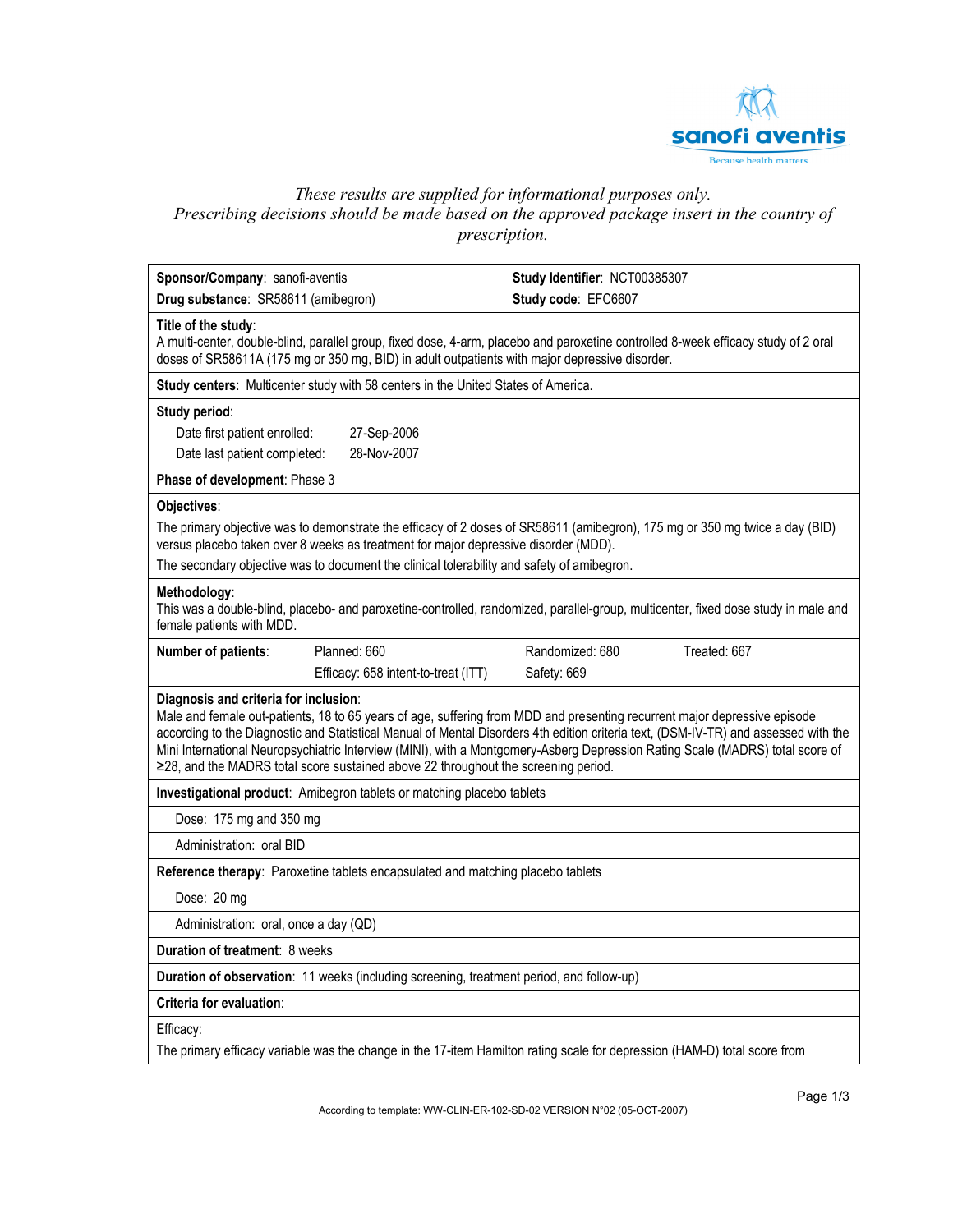*These results are supplied for informational purposes only.*
*Prescribing decisions should be made based on the approved package insert in the country of prescription.*

| | |
|---|---|
| **Sponsor/Company**: sanofi-aventis | **Study Identifier**: NCT00385307 |
| **Drug substance**: SR58611 (amibegron) | **Study code**: EFC6607 |

**Title of the study**:
A multi-center, double-blind, parallel group, fixed dose, 4-arm, placebo and paroxetine controlled 8-week efficacy study of 2 oral doses of SR58611A (175 mg or 350 mg, BID) in adult outpatients with major depressive disorder.

**Study centers**: Multicenter study with 58 centers in the United States of America.

**Study period**:

Date first patient enrolled: 27-Sep-2006

Date last patient completed: 28-Nov-2007

**Phase of development**: Phase 3

**Objectives**:

The primary objective was to demonstrate the efficacy of 2 doses of SR58611 (amibegron), 175 mg or 350 mg twice a day (BID) versus placebo taken over 8 weeks as treatment for major depressive disorder (MDD).

The secondary objective was to document the clinical tolerability and safety of amibegron.

**Methodology**:
This was a double-blind, placebo- and paroxetine-controlled, randomized, parallel-group, multicenter, fixed dose study in male and female patients with MDD.

| **Number of patients**: | Planned: 660 | Randomized: 680 | Treated: 667 |
|---|---|---|---|
| | Efficacy: 658 intent-to-treat (ITT) | Safety: 669 | |

**Diagnosis and criteria for inclusion**:
Male and female out-patients, 18 to 65 years of age, suffering from MDD and presenting recurrent major depressive episode according to the Diagnostic and Statistical Manual of Mental Disorders 4th edition criteria text, (DSM-IV-TR) and assessed with the Mini International Neuropsychiatric Interview (MINI), with a Montgomery-Asberg Depression Rating Scale (MADRS) total score of ≥28, and the MADRS total score sustained above 22 throughout the screening period.

**Investigational product**: Amibegron tablets or matching placebo tablets

Dose: 175 mg and 350 mg

Administration: oral BID

**Reference therapy**: Paroxetine tablets encapsulated and matching placebo tablets

Dose: 20 mg

Administration: oral, once a day (QD)

**Duration of treatment**: 8 weeks

**Duration of observation**: 11 weeks (including screening, treatment period, and follow-up)

**Criteria for evaluation**:

Efficacy:

The primary efficacy variable was the change in the 17-item Hamilton rating scale for depression (HAM-D) total score from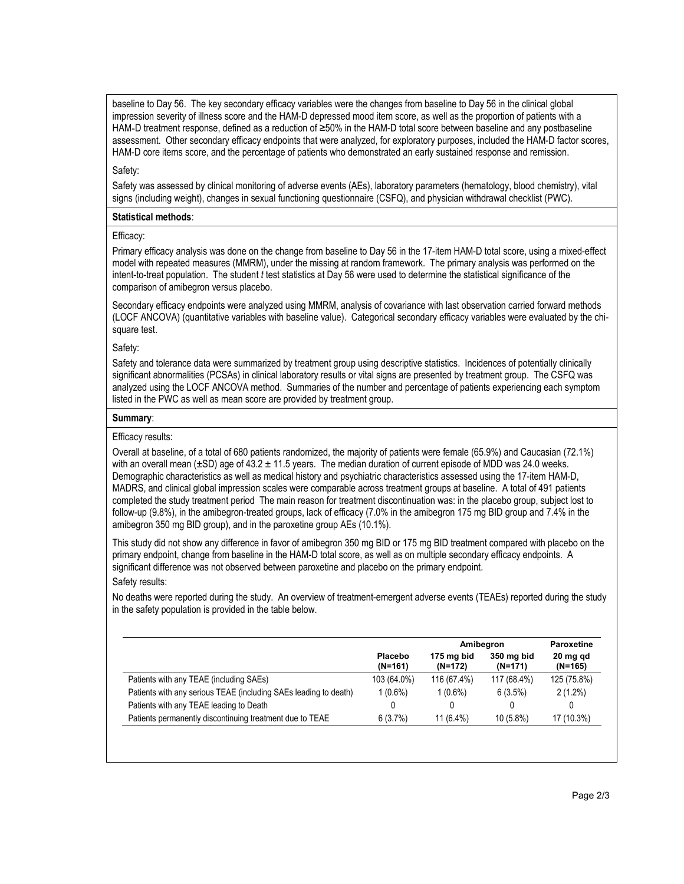baseline to Day 56. The key secondary efficacy variables were the changes from baseline to Day 56 in the clinical global impression severity of illness score and the HAM-D depressed mood item score, as well as the proportion of patients with a HAM-D treatment response, defined as a reduction of ≥50% in the HAM-D total score between baseline and any postbaseline assessment. Other secondary efficacy endpoints that were analyzed, for exploratory purposes, included the HAM-D factor scores, HAM-D core items score, and the percentage of patients who demonstrated an early sustained response and remission.

Safety:

Safety was assessed by clinical monitoring of adverse events (AEs), laboratory parameters (hematology, blood chemistry), vital signs (including weight), changes in sexual functioning questionnaire (CSFQ), and physician withdrawal checklist (PWC).

**Statistical methods**:

Efficacy:

Primary efficacy analysis was done on the change from baseline to Day 56 in the 17-item HAM-D total score, using a mixed-effect model with repeated measures (MMRM), under the missing at random framework. The primary analysis was performed on the intent-to-treat population. The student *t* test statistics at Day 56 were used to determine the statistical significance of the comparison of amibegron versus placebo.

Secondary efficacy endpoints were analyzed using MMRM, analysis of covariance with last observation carried forward methods (LOCF ANCOVA) (quantitative variables with baseline value). Categorical secondary efficacy variables were evaluated by the chi-square test.

Safety:

Safety and tolerance data were summarized by treatment group using descriptive statistics. Incidences of potentially clinically significant abnormalities (PCSAs) in clinical laboratory results or vital signs are presented by treatment group. The CSFQ was analyzed using the LOCF ANCOVA method. Summaries of the number and percentage of patients experiencing each symptom listed in the PWC as well as mean score are provided by treatment group.

**Summary**:

Efficacy results:

Overall at baseline, of a total of 680 patients randomized, the majority of patients were female (65.9%) and Caucasian (72.1%) with an overall mean (±SD) age of 43.2 ± 11.5 years. The median duration of current episode of MDD was 24.0 weeks. Demographic characteristics as well as medical history and psychiatric characteristics assessed using the 17-item HAM-D, MADRS, and clinical global impression scales were comparable across treatment groups at baseline. A total of 491 patients completed the study treatment period The main reason for treatment discontinuation was: in the placebo group, subject lost to follow-up (9.8%), in the amibegron-treated groups, lack of efficacy (7.0% in the amibegron 175 mg BID group and 7.4% in the amibegron 350 mg BID group), and in the paroxetine group AEs (10.1%).

This study did not show any difference in favor of amibegron 350 mg BID or 175 mg BID treatment compared with placebo on the primary endpoint, change from baseline in the HAM-D total score, as well as on multiple secondary efficacy endpoints. A significant difference was not observed between paroxetine and placebo on the primary endpoint.

Safety results:

No deaths were reported during the study. An overview of treatment-emergent adverse events (TEAEs) reported during the study in the safety population is provided in the table below.

| | Placebo (N=161) | Amibegron 175 mg bid (N=172) | Amibegron 350 mg bid (N=171) | Paroxetine 20 mg qd (N=165) |
|---|---|---|---|---|
| Patients with any TEAE (including SAEs) | 103 (64.0%) | 116 (67.4%) | 117 (68.4%) | 125 (75.8%) |
| Patients with any serious TEAE (including SAEs leading to death) | 1 (0.6%) | 1 (0.6%) | 6 (3.5%) | 2 (1.2%) |
| Patients with any TEAE leading to Death | 0 | 0 | 0 | 0 |
| Patients permanently discontinuing treatment due to TEAE | 6 (3.7%) | 11 (6.4%) | 10 (5.8%) | 17 (10.3%) |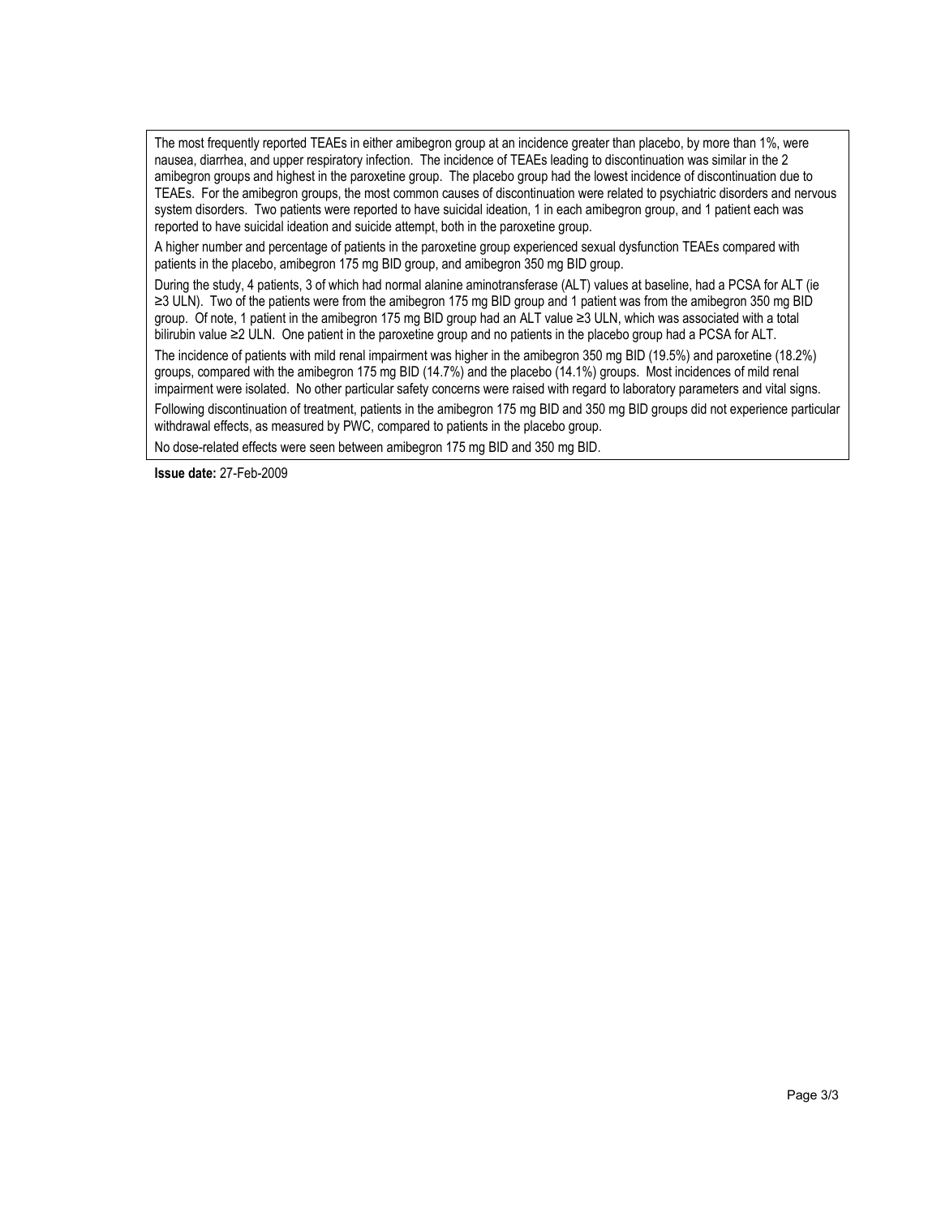The most frequently reported TEAEs in either amibegron group at an incidence greater than placebo, by more than 1%, were nausea, diarrhea, and upper respiratory infection. The incidence of TEAEs leading to discontinuation was similar in the 2 amibegron groups and highest in the paroxetine group. The placebo group had the lowest incidence of discontinuation due to TEAEs. For the amibegron groups, the most common causes of discontinuation were related to psychiatric disorders and nervous system disorders. Two patients were reported to have suicidal ideation, 1 in each amibegron group, and 1 patient each was reported to have suicidal ideation and suicide attempt, both in the paroxetine group.

A higher number and percentage of patients in the paroxetine group experienced sexual dysfunction TEAEs compared with patients in the placebo, amibegron 175 mg BID group, and amibegron 350 mg BID group.

During the study, 4 patients, 3 of which had normal alanine aminotransferase (ALT) values at baseline, had a PCSA for ALT (ie ≥3 ULN). Two of the patients were from the amibegron 175 mg BID group and 1 patient was from the amibegron 350 mg BID group. Of note, 1 patient in the amibegron 175 mg BID group had an ALT value ≥3 ULN, which was associated with a total bilirubin value ≥2 ULN. One patient in the paroxetine group and no patients in the placebo group had a PCSA for ALT.

The incidence of patients with mild renal impairment was higher in the amibegron 350 mg BID (19.5%) and paroxetine (18.2%) groups, compared with the amibegron 175 mg BID (14.7%) and the placebo (14.1%) groups. Most incidences of mild renal impairment were isolated. No other particular safety concerns were raised with regard to laboratory parameters and vital signs.

Following discontinuation of treatment, patients in the amibegron 175 mg BID and 350 mg BID groups did not experience particular withdrawal effects, as measured by PWC, compared to patients in the placebo group.

No dose-related effects were seen between amibegron 175 mg BID and 350 mg BID.

**Issue date:** 27-Feb-2009